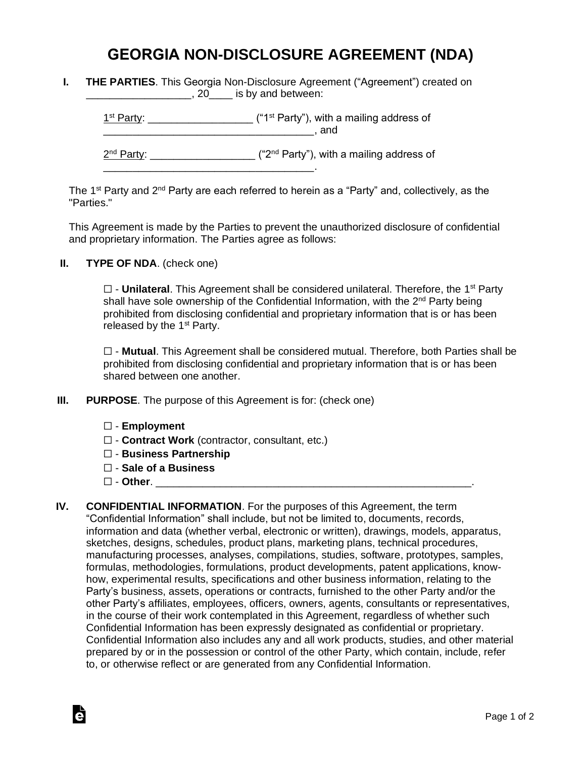# GEORGIA NON-DISCLOSURE AGREEMENT (NDA)

**I. THE PARTIES**. This Georgia Non-Disclosure Agreement ("Agreement") created on __________________, 20____ is by and between:

1st Party: __________________ ("1st Party"), with a mailing address of ____________________________________, and

2nd Party: __________________ ("2nd Party"), with a mailing address of ____________________________________.

The 1st Party and 2nd Party are each referred to herein as a "Party" and, collectively, as the "Parties."

This Agreement is made by the Parties to prevent the unauthorized disclosure of confidential and proprietary information. The Parties agree as follows:

**II. TYPE OF NDA**. (check one)

☐ - **Unilateral**. This Agreement shall be considered unilateral. Therefore, the 1st Party shall have sole ownership of the Confidential Information, with the 2nd Party being prohibited from disclosing confidential and proprietary information that is or has been released by the 1st Party.

☐ - **Mutual**. This Agreement shall be considered mutual. Therefore, both Parties shall be prohibited from disclosing confidential and proprietary information that is or has been shared between one another.

**III. PURPOSE**. The purpose of this Agreement is for: (check one)

☐ - **Employment**
☐ - **Contract Work** (contractor, consultant, etc.)
☐ - **Business Partnership**
☐ - **Sale of a Business**
☐ - **Other**. ________________________________________________________.

**IV. CONFIDENTIAL INFORMATION**. For the purposes of this Agreement, the term "Confidential Information" shall include, but not be limited to, documents, records, information and data (whether verbal, electronic or written), drawings, models, apparatus, sketches, designs, schedules, product plans, marketing plans, technical procedures, manufacturing processes, analyses, compilations, studies, software, prototypes, samples, formulas, methodologies, formulations, product developments, patent applications, know-how, experimental results, specifications and other business information, relating to the Party's business, assets, operations or contracts, furnished to the other Party and/or the other Party's affiliates, employees, officers, owners, agents, consultants or representatives, in the course of their work contemplated in this Agreement, regardless of whether such Confidential Information has been expressly designated as confidential or proprietary. Confidential Information also includes any and all work products, studies, and other material prepared by or in the possession or control of the other Party, which contain, include, refer to, or otherwise reflect or are generated from any Confidential Information.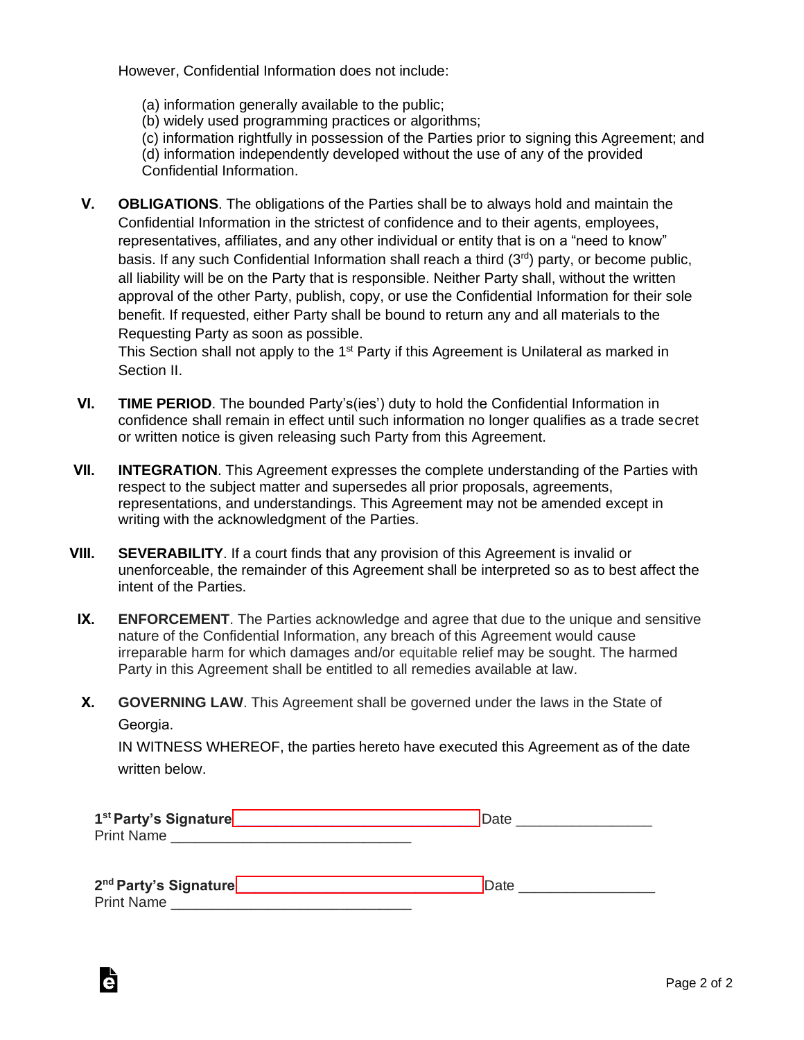However, Confidential Information does not include:

(a) information generally available to the public;
(b) widely used programming practices or algorithms;
(c) information rightfully in possession of the Parties prior to signing this Agreement; and
(d) information independently developed without the use of any of the provided Confidential Information.

**V. OBLIGATIONS**. The obligations of the Parties shall be to always hold and maintain the Confidential Information in the strictest of confidence and to their agents, employees, representatives, affiliates, and any other individual or entity that is on a "need to know" basis. If any such Confidential Information shall reach a third (3rd) party, or become public, all liability will be on the Party that is responsible. Neither Party shall, without the written approval of the other Party, publish, copy, or use the Confidential Information for their sole benefit. If requested, either Party shall be bound to return any and all materials to the Requesting Party as soon as possible.
This Section shall not apply to the 1st Party if this Agreement is Unilateral as marked in Section II.

**VI. TIME PERIOD**. The bounded Party's(ies') duty to hold the Confidential Information in confidence shall remain in effect until such information no longer qualifies as a trade secret or written notice is given releasing such Party from this Agreement.

**VII. INTEGRATION**. This Agreement expresses the complete understanding of the Parties with respect to the subject matter and supersedes all prior proposals, agreements, representations, and understandings. This Agreement may not be amended except in writing with the acknowledgment of the Parties.

**VIII. SEVERABILITY**. If a court finds that any provision of this Agreement is invalid or unenforceable, the remainder of this Agreement shall be interpreted so as to best affect the intent of the Parties.

**IX. ENFORCEMENT**. The Parties acknowledge and agree that due to the unique and sensitive nature of the Confidential Information, any breach of this Agreement would cause irreparable harm for which damages and/or equitable relief may be sought. The harmed Party in this Agreement shall be entitled to all remedies available at law.

**X. GOVERNING LAW**. This Agreement shall be governed under the laws in the State of Georgia.

IN WITNESS WHEREOF, the parties hereto have executed this Agreement as of the date written below.

**1st Party's Signature** ______________________________ Date ________________
Print Name ______________________________

**2nd Party's Signature** ______________________________ Date ________________
Print Name ______________________________